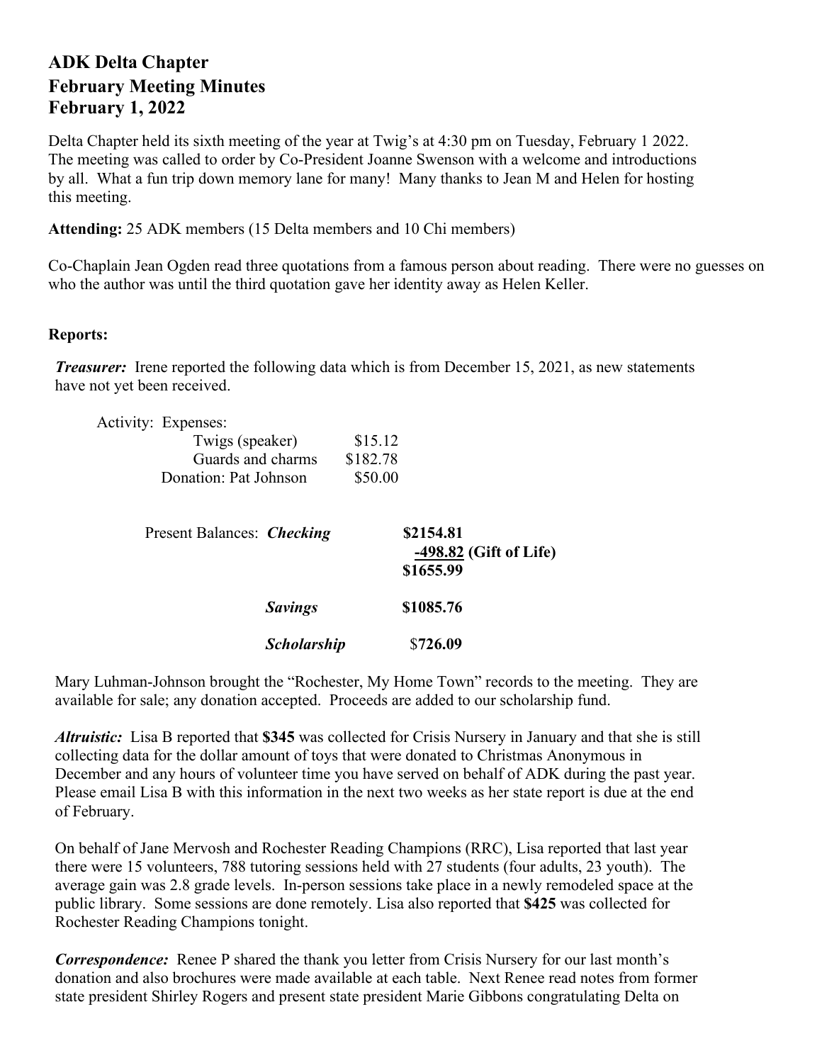# ADK Delta Chapter
# February Meeting Minutes
# February 1, 2022

Delta Chapter held its sixth meeting of the year at Twig's at 4:30 pm on Tuesday, February 1 2022. The meeting was called to order by Co-President Joanne Swenson with a welcome and introductions by all. What a fun trip down memory lane for many! Many thanks to Jean M and Helen for hosting this meeting.

**Attending:** 25 ADK members (15 Delta members and 10 Chi members)

Co-Chaplain Jean Ogden read three quotations from a famous person about reading. There were no guesses on who the author was until the third quotation gave her identity away as Helen Keller.

**Reports:**

***Treasurer:*** Irene reported the following data which is from December 15, 2021, as new statements have not yet been received.

Activity: Expenses:

| | |
|---|---|
| Twigs (speaker) | $15.12 |
| Guards and charms | $182.78 |
| Donation: Pat Johnson | $50.00 |

Present Balances:

| | |
|---|---|
| ***Checking*** | **$2154.81** |
| | **-498.82 (Gift of Life)** |
| | **$1655.99** |
| ***Savings*** | **$1085.76** |
| ***Scholarship*** | $**726.09** |

Mary Luhman-Johnson brought the "Rochester, My Home Town" records to the meeting. They are available for sale; any donation accepted. Proceeds are added to our scholarship fund.

***Altruistic:*** Lisa B reported that **$345** was collected for Crisis Nursery in January and that she is still collecting data for the dollar amount of toys that were donated to Christmas Anonymous in December and any hours of volunteer time you have served on behalf of ADK during the past year. Please email Lisa B with this information in the next two weeks as her state report is due at the end of February.

On behalf of Jane Mervosh and Rochester Reading Champions (RRC), Lisa reported that last year there were 15 volunteers, 788 tutoring sessions held with 27 students (four adults, 23 youth). The average gain was 2.8 grade levels. In-person sessions take place in a newly remodeled space at the public library. Some sessions are done remotely. Lisa also reported that **$425** was collected for Rochester Reading Champions tonight.

***Correspondence:*** Renee P shared the thank you letter from Crisis Nursery for our last month's donation and also brochures were made available at each table. Next Renee read notes from former state president Shirley Rogers and present state president Marie Gibbons congratulating Delta on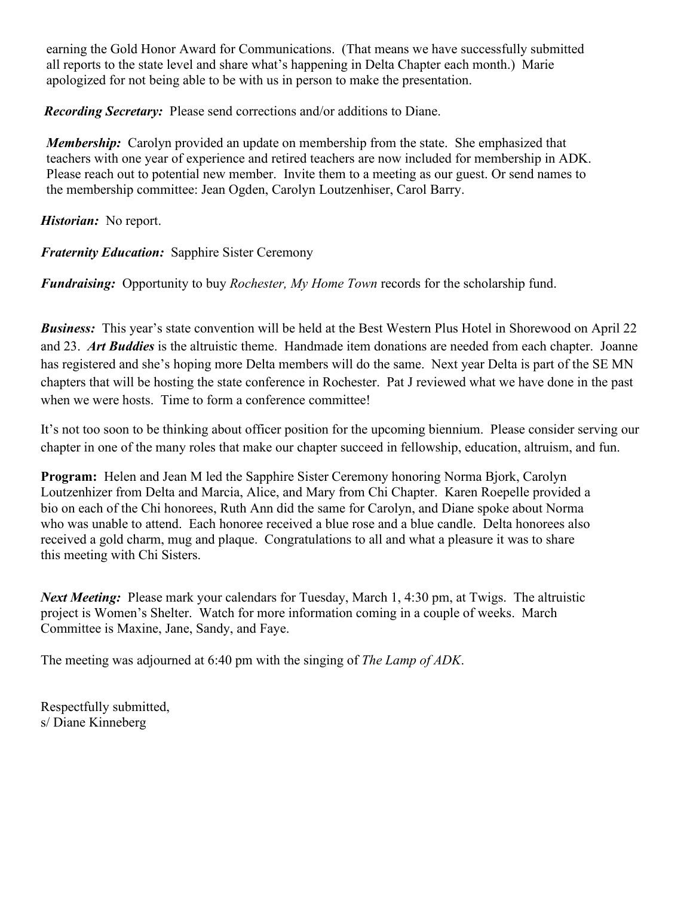earning the Gold Honor Award for Communications. (That means we have successfully submitted all reports to the state level and share what's happening in Delta Chapter each month.) Marie apologized for not being able to be with us in person to make the presentation.

***Recording Secretary:*** Please send corrections and/or additions to Diane.

***Membership:*** Carolyn provided an update on membership from the state. She emphasized that teachers with one year of experience and retired teachers are now included for membership in ADK. Please reach out to potential new member. Invite them to a meeting as our guest. Or send names to the membership committee: Jean Ogden, Carolyn Loutzenhiser, Carol Barry.

***Historian:*** No report.

***Fraternity Education:*** Sapphire Sister Ceremony

***Fundraising:*** Opportunity to buy *Rochester, My Home Town* records for the scholarship fund.

***Business:*** This year's state convention will be held at the Best Western Plus Hotel in Shorewood on April 22 and 23. ***Art Buddies*** is the altruistic theme. Handmade item donations are needed from each chapter. Joanne has registered and she's hoping more Delta members will do the same. Next year Delta is part of the SE MN chapters that will be hosting the state conference in Rochester. Pat J reviewed what we have done in the past when we were hosts. Time to form a conference committee!

It's not too soon to be thinking about officer position for the upcoming biennium. Please consider serving our chapter in one of the many roles that make our chapter succeed in fellowship, education, altruism, and fun.

**Program:** Helen and Jean M led the Sapphire Sister Ceremony honoring Norma Bjork, Carolyn Loutzenhizer from Delta and Marcia, Alice, and Mary from Chi Chapter. Karen Roepelle provided a bio on each of the Chi honorees, Ruth Ann did the same for Carolyn, and Diane spoke about Norma who was unable to attend. Each honoree received a blue rose and a blue candle. Delta honorees also received a gold charm, mug and plaque. Congratulations to all and what a pleasure it was to share this meeting with Chi Sisters.

***Next Meeting:*** Please mark your calendars for Tuesday, March 1, 4:30 pm, at Twigs. The altruistic project is Women's Shelter. Watch for more information coming in a couple of weeks. March Committee is Maxine, Jane, Sandy, and Faye.

The meeting was adjourned at 6:40 pm with the singing of *The Lamp of ADK*.

Respectfully submitted,
s/ Diane Kinneberg